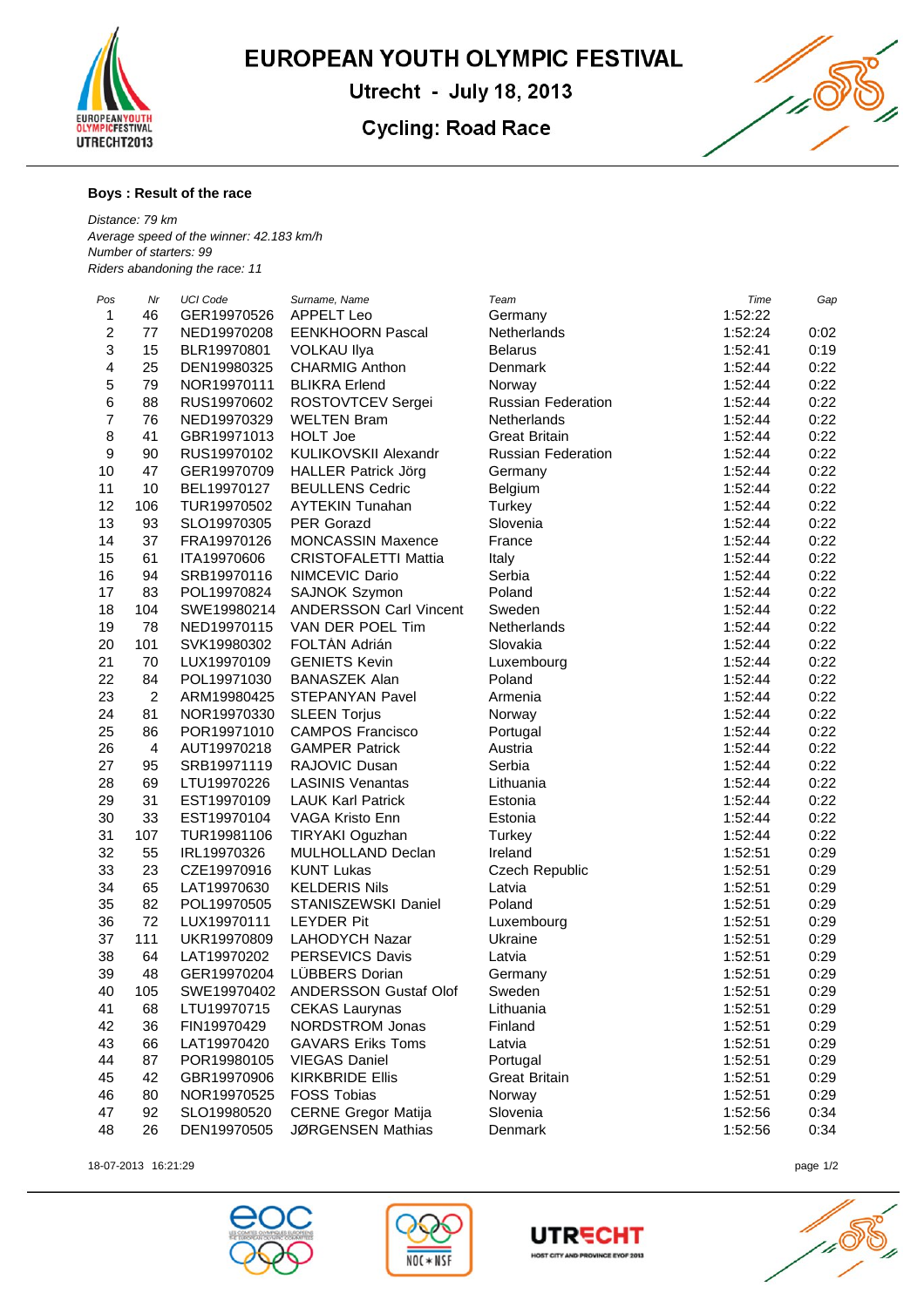# EUROPEAN YOUTH OLYMPIC FESTIVAL

## Utrecht - July 18, 2013

## Cycling: Road Race

### Boys : Result of the race

*Distance: 79 km*
*Average speed of the winner: 42.183 km/h*
*Number of starters: 99*
*Riders abandoning the race: 11*

| Pos | Nr | UCI Code | Surname, Name | Team | Time | Gap |
|---|---|---|---|---|---|---|
| 1 | 46 | GER19970526 | APPELT Leo | Germany | 1:52:22 | |
| 2 | 77 | NED19970208 | EENKHOORN Pascal | Netherlands | 1:52:24 | 0:02 |
| 3 | 15 | BLR19970801 | VOLKAU Ilya | Belarus | 1:52:41 | 0:19 |
| 4 | 25 | DEN19980325 | CHARMIG Anthon | Denmark | 1:52:44 | 0:22 |
| 5 | 79 | NOR19970111 | BLIKRA Erlend | Norway | 1:52:44 | 0:22 |
| 6 | 88 | RUS19970602 | ROSTOVTCEV Sergei | Russian Federation | 1:52:44 | 0:22 |
| 7 | 76 | NED19970329 | WELTEN Bram | Netherlands | 1:52:44 | 0:22 |
| 8 | 41 | GBR19971013 | HOLT Joe | Great Britain | 1:52:44 | 0:22 |
| 9 | 90 | RUS19970102 | KULIKOVSKII Alexandr | Russian Federation | 1:52:44 | 0:22 |
| 10 | 47 | GER19970709 | HALLER Patrick Jörg | Germany | 1:52:44 | 0:22 |
| 11 | 10 | BEL19970127 | BEULLENS Cedric | Belgium | 1:52:44 | 0:22 |
| 12 | 106 | TUR19970502 | AYTEKIN Tunahan | Turkey | 1:52:44 | 0:22 |
| 13 | 93 | SLO19970305 | PER Gorazd | Slovenia | 1:52:44 | 0:22 |
| 14 | 37 | FRA19970126 | MONCASSIN Maxence | France | 1:52:44 | 0:22 |
| 15 | 61 | ITA19970606 | CRISTOFALETTI Mattia | Italy | 1:52:44 | 0:22 |
| 16 | 94 | SRB19970116 | NIMCEVIC Dario | Serbia | 1:52:44 | 0:22 |
| 17 | 83 | POL19970824 | SAJNOK Szymon | Poland | 1:52:44 | 0:22 |
| 18 | 104 | SWE19980214 | ANDERSSON Carl Vincent | Sweden | 1:52:44 | 0:22 |
| 19 | 78 | NED19970115 | VAN DER POEL Tim | Netherlands | 1:52:44 | 0:22 |
| 20 | 101 | SVK19980302 | FOLTÀN Adrián | Slovakia | 1:52:44 | 0:22 |
| 21 | 70 | LUX19970109 | GENIETS Kevin | Luxembourg | 1:52:44 | 0:22 |
| 22 | 84 | POL19971030 | BANASZEK Alan | Poland | 1:52:44 | 0:22 |
| 23 | 2 | ARM19980425 | STEPANYAN Pavel | Armenia | 1:52:44 | 0:22 |
| 24 | 81 | NOR19970330 | SLEEN Torjus | Norway | 1:52:44 | 0:22 |
| 25 | 86 | POR19971010 | CAMPOS Francisco | Portugal | 1:52:44 | 0:22 |
| 26 | 4 | AUT19970218 | GAMPER Patrick | Austria | 1:52:44 | 0:22 |
| 27 | 95 | SRB19971119 | RAJOVIC Dusan | Serbia | 1:52:44 | 0:22 |
| 28 | 69 | LTU19970226 | LASINIS Venantas | Lithuania | 1:52:44 | 0:22 |
| 29 | 31 | EST19970109 | LAUK Karl Patrick | Estonia | 1:52:44 | 0:22 |
| 30 | 33 | EST19970104 | VAGA Kristo Enn | Estonia | 1:52:44 | 0:22 |
| 31 | 107 | TUR19981106 | TIRYAKI Oguzhan | Turkey | 1:52:44 | 0:22 |
| 32 | 55 | IRL19970326 | MULHOLLAND Declan | Ireland | 1:52:51 | 0:29 |
| 33 | 23 | CZE19970916 | KUNT Lukas | Czech Republic | 1:52:51 | 0:29 |
| 34 | 65 | LAT19970630 | KELDERIS Nils | Latvia | 1:52:51 | 0:29 |
| 35 | 82 | POL19970505 | STANISZEWSKI Daniel | Poland | 1:52:51 | 0:29 |
| 36 | 72 | LUX19970111 | LEYDER Pit | Luxembourg | 1:52:51 | 0:29 |
| 37 | 111 | UKR19970809 | LAHODYCH Nazar | Ukraine | 1:52:51 | 0:29 |
| 38 | 64 | LAT19970202 | PERSEVICS Davis | Latvia | 1:52:51 | 0:29 |
| 39 | 48 | GER19970204 | LÜBBERS Dorian | Germany | 1:52:51 | 0:29 |
| 40 | 105 | SWE19970402 | ANDERSSON Gustaf Olof | Sweden | 1:52:51 | 0:29 |
| 41 | 68 | LTU19970715 | CEKAS Laurynas | Lithuania | 1:52:51 | 0:29 |
| 42 | 36 | FIN19970429 | NORDSTROM Jonas | Finland | 1:52:51 | 0:29 |
| 43 | 66 | LAT19970420 | GAVARS Eriks Toms | Latvia | 1:52:51 | 0:29 |
| 44 | 87 | POR19980105 | VIEGAS Daniel | Portugal | 1:52:51 | 0:29 |
| 45 | 42 | GBR19970906 | KIRKBRIDE Ellis | Great Britain | 1:52:51 | 0:29 |
| 46 | 80 | NOR19970525 | FOSS Tobias | Norway | 1:52:51 | 0:29 |
| 47 | 92 | SLO19980520 | CERNE Gregor Matija | Slovenia | 1:52:56 | 0:34 |
| 48 | 26 | DEN19970505 | JØRGENSEN Mathias | Denmark | 1:52:56 | 0:34 |

18-07-2013 16:21:29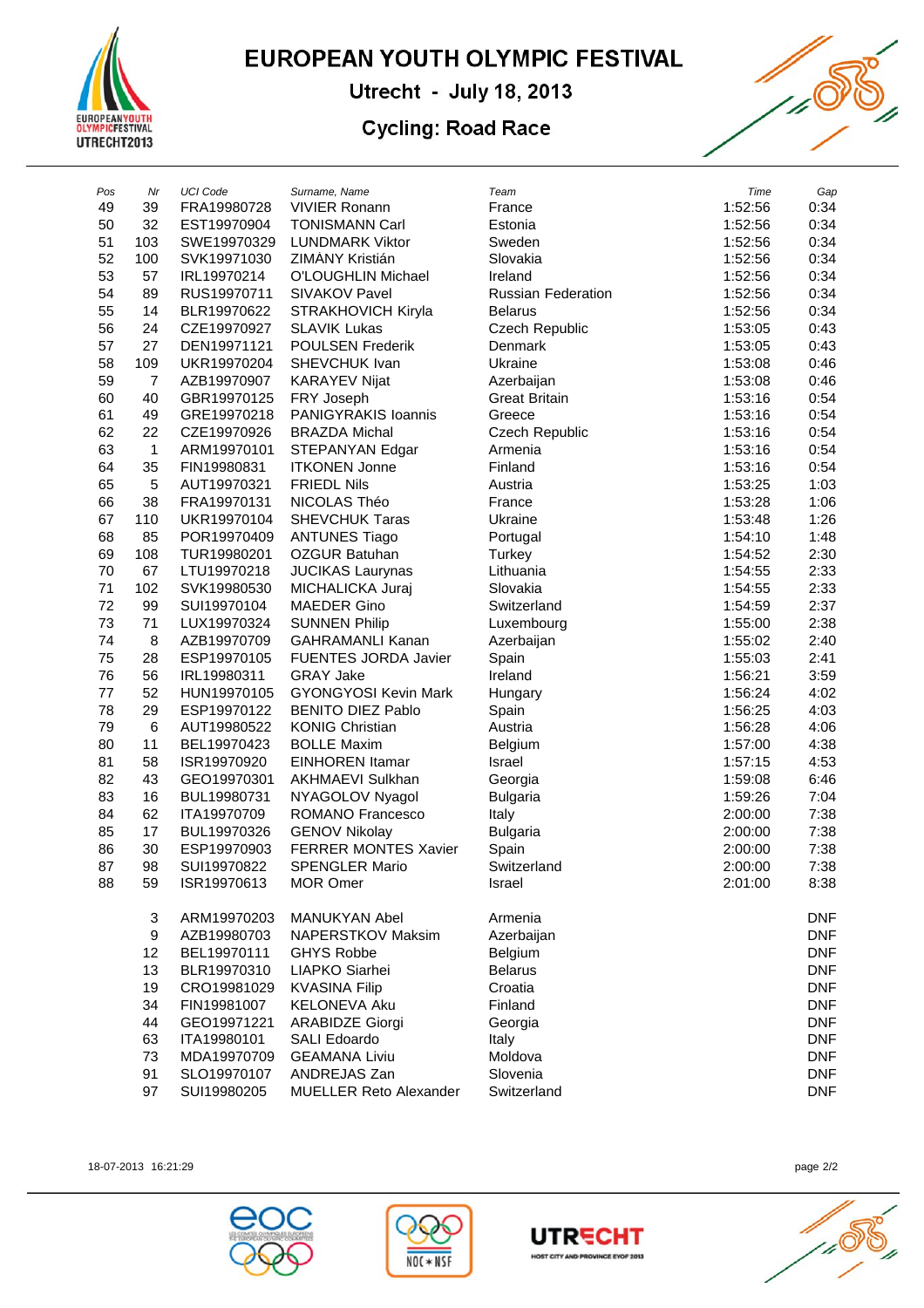# EUROPEAN YOUTH OLYMPIC FESTIVAL

## Utrecht - July 18, 2013

## Cycling: Road Race

| Pos | Nr | UCI Code | Surname, Name | Team | Time | Gap |
|---|---|---|---|---|---|---|
| 49 | 39 | FRA19980728 | VIVIER Ronann | France | 1:52:56 | 0:34 |
| 50 | 32 | EST19970904 | TONISMANN Carl | Estonia | 1:52:56 | 0:34 |
| 51 | 103 | SWE19970329 | LUNDMARK Viktor | Sweden | 1:52:56 | 0:34 |
| 52 | 100 | SVK19971030 | ZIMÁNY Kristián | Slovakia | 1:52:56 | 0:34 |
| 53 | 57 | IRL19970214 | O'LOUGHLIN Michael | Ireland | 1:52:56 | 0:34 |
| 54 | 89 | RUS19970711 | SIVAKOV Pavel | Russian Federation | 1:52:56 | 0:34 |
| 55 | 14 | BLR19970622 | STRAKHOVICH Kiryla | Belarus | 1:52:56 | 0:34 |
| 56 | 24 | CZE19970927 | SLAVIK Lukas | Czech Republic | 1:53:05 | 0:43 |
| 57 | 27 | DEN19971121 | POULSEN Frederik | Denmark | 1:53:05 | 0:43 |
| 58 | 109 | UKR19970204 | SHEVCHUK Ivan | Ukraine | 1:53:08 | 0:46 |
| 59 | 7 | AZB19970907 | KARAYEV Nijat | Azerbaijan | 1:53:08 | 0:46 |
| 60 | 40 | GBR19970125 | FRY Joseph | Great Britain | 1:53:16 | 0:54 |
| 61 | 49 | GRE19970218 | PANIGYRAKIS Ioannis | Greece | 1:53:16 | 0:54 |
| 62 | 22 | CZE19970926 | BRAZDA Michal | Czech Republic | 1:53:16 | 0:54 |
| 63 | 1 | ARM19970101 | STEPANYAN Edgar | Armenia | 1:53:16 | 0:54 |
| 64 | 35 | FIN19980831 | ITKONEN Jonne | Finland | 1:53:16 | 0:54 |
| 65 | 5 | AUT19970321 | FRIEDL Nils | Austria | 1:53:25 | 1:03 |
| 66 | 38 | FRA19970131 | NICOLAS Théo | France | 1:53:28 | 1:06 |
| 67 | 110 | UKR19970104 | SHEVCHUK Taras | Ukraine | 1:53:48 | 1:26 |
| 68 | 85 | POR19970409 | ANTUNES Tiago | Portugal | 1:54:10 | 1:48 |
| 69 | 108 | TUR19980201 | OZGUR Batuhan | Turkey | 1:54:52 | 2:30 |
| 70 | 67 | LTU19970218 | JUCIKAS Laurynas | Lithuania | 1:54:55 | 2:33 |
| 71 | 102 | SVK19980530 | MICHALICKA Juraj | Slovakia | 1:54:55 | 2:33 |
| 72 | 99 | SUI19970104 | MAEDER Gino | Switzerland | 1:54:59 | 2:37 |
| 73 | 71 | LUX19970324 | SUNNEN Philip | Luxembourg | 1:55:00 | 2:38 |
| 74 | 8 | AZB19970709 | GAHRAMANLI Kanan | Azerbaijan | 1:55:02 | 2:40 |
| 75 | 28 | ESP19970105 | FUENTES JORDA Javier | Spain | 1:55:03 | 2:41 |
| 76 | 56 | IRL19980311 | GRAY Jake | Ireland | 1:56:21 | 3:59 |
| 77 | 52 | HUN19970105 | GYONGYOSI Kevin Mark | Hungary | 1:56:24 | 4:02 |
| 78 | 29 | ESP19970122 | BENITO DIEZ Pablo | Spain | 1:56:25 | 4:03 |
| 79 | 6 | AUT19980522 | KONIG Christian | Austria | 1:56:28 | 4:06 |
| 80 | 11 | BEL19970423 | BOLLE Maxim | Belgium | 1:57:00 | 4:38 |
| 81 | 58 | ISR19970920 | EINHOREN Itamar | Israel | 1:57:15 | 4:53 |
| 82 | 43 | GEO19970301 | AKHMAEVI Sulkhan | Georgia | 1:59:08 | 6:46 |
| 83 | 16 | BUL19980731 | NYAGOLOV Nyagol | Bulgaria | 1:59:26 | 7:04 |
| 84 | 62 | ITA19970709 | ROMANO Francesco | Italy | 2:00:00 | 7:38 |
| 85 | 17 | BUL19970326 | GENOV Nikolay | Bulgaria | 2:00:00 | 7:38 |
| 86 | 30 | ESP19970903 | FERRER MONTES Xavier | Spain | 2:00:00 | 7:38 |
| 87 | 98 | SUI19970822 | SPENGLER Mario | Switzerland | 2:00:00 | 7:38 |
| 88 | 59 | ISR19970613 | MOR Omer | Israel | 2:01:00 | 8:38 |
| | 3 | ARM19970203 | MANUKYAN Abel | Armenia | | DNF |
| | 9 | AZB19980703 | NAPERSTKOV Maksim | Azerbaijan | | DNF |
| | 12 | BEL19970111 | GHYS Robbe | Belgium | | DNF |
| | 13 | BLR19970310 | LIAPKO Siarhei | Belarus | | DNF |
| | 19 | CRO19981029 | KVASINA Filip | Croatia | | DNF |
| | 34 | FIN19981007 | KELONEVA Aku | Finland | | DNF |
| | 44 | GEO19971221 | ARABIDZE Giorgi | Georgia | | DNF |
| | 63 | ITA19980101 | SALI Edoardo | Italy | | DNF |
| | 73 | MDA19970709 | GEAMANA Liviu | Moldova | | DNF |
| | 91 | SLO19970107 | ANDREJAS Zan | Slovenia | | DNF |
| | 97 | SUI19980205 | MUELLER Reto Alexander | Switzerland | | DNF |

18-07-2013 16:21:29